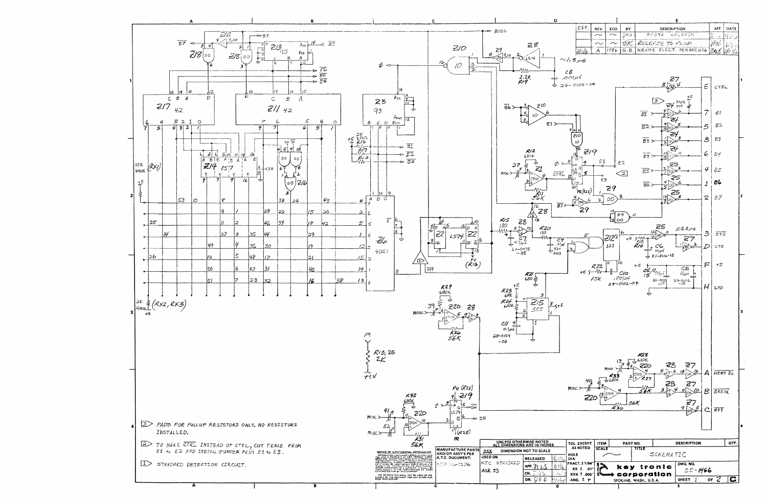| EFF. | REV. | ECO | BY | DESCRIPTION | APP | DATE |
|---|---|---|---|---|---|---|
| | ~ | ~ | | PROTO RELEASE | | |
| | ~ | ~ | SK | RELEASE TO PROD. | | |
| | A | 1786 | G.B. | REVISE ELECT. PER REQ 1526 | | |

| Pin | Signal |
|---|---|
| E | CTRL |
| 7 | B1 |
| 5 | B2 |
| 8 | B3 |
| 6 | B4 |
| 4 | B5 |
| 1 | B6 |
| 2 | B7 |
| 3 | STS |
| D | STB |
| F | +5 |
| H | GND |
| A | HERE IS |
| B | BREAK |
| C | RPT |

3 PADS FOR PULLUP RESISTORS ONLY. NO RESISTORS INSTALLED.

2 TO MAKE CTRL INSTEAD OF CTRL, CUT TRACE FROM E1 to E2 AND INSTALL JUMPER FROM E1 to E3.

1 STANDARD DETECTION CIRCUIT.

NOTICE OF CONFIDENTIAL INFORMATION

MANUFACTURE PARTS AND/OR ASSY'S PER K.T.C. DOCUMENT:

USED ON: KTC STANDARD ASR 33

UNLESS OTHERWISE NOTED ALL DIMENSIONS ARE IN INCHES

DIMENSION NOT TO SCALE

TOL. EXCEPT AS NOTED: FRACT. ± 1/64", XX ± .01", XXX ± .005", ANG. ± 1°

TITLE: SCHEMATIC

key tronic corporation, SPOKANE, WASH., U.S.A.

DWG. NO. 35-1466

SHEET 1 OF 2

SIZE C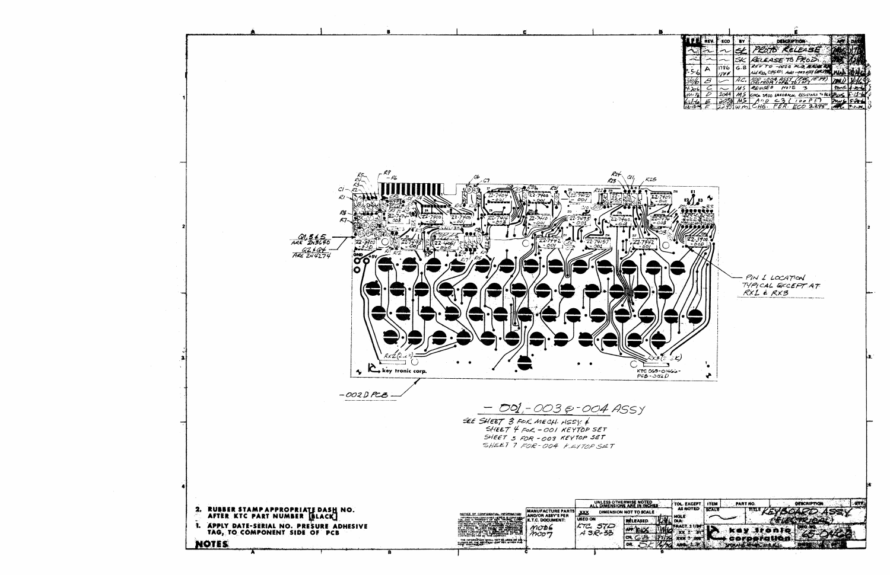| LTR | REV. | ECO | BY | DESCRIPTION | APP | DATE |
|---|---|---|---|---|---|---|
| ~ | ~ | ~ | SK | PROTO RELEASE | | |
| ~ | ~ | ~ | SK | RELEASE TO PROD. | | |
| 2-5-6 | A | 1786 | G.B | REV TO -002B PCB, RELEASE ... ADD CHGS. Add -003 ASSY | | |
| 3/4/6 | B | ~ | A.C. | ADD -004 ASSY ... | | |
| 4-2-6 | C | ~ | MS | REVISED NOTE 3 | | |
| | D | 2044 | MS | CHG 3900 FEEDBACK RESISTORS TO ... | | 5-13- |
| 6-1-6 | E | 2058 | MS | ADD C31 (100 PF) | | |
| 12-13-6 | F | 2295 | WM | CHG. PER ECO 2295 | | |

Q1, 3 & 5 ARE 2N3640

Q2 & Q4 ARE 2N4274

PIN 1 LOCATION TYPICAL EXCEPT AT RX1 & RX3

-002D PCB

KTC 065-01466-PCB-002D

key tronic corp.

## -001, -003 & -004 ASSY

SEE SHEET 3 FOR MECH. ASSY & SHEET 4 FOR -001 KEYTOP SET SHEET 5 FOR -003 KEYTOP SET SHEET 7 FOR -004 KEYTOP SET

2. RUBBER STAMP APPROPRIATE DASH NO. AFTER KTC PART NUMBER [BLACK]
1. APPLY DATE-SERIAL NO. PRESURE ADHESIVE TAG, TO COMPONENT SIDE OF PCB

**NOTES**

| MANUFACTURE PARTS AND/OR ASSY'S PER K.T.C. DOCUMENT: | UNLESS OTHERWISE NOTED ALL DIMENSIONS ARE IN INCHES | TOL. EXCEPT AS NOTED | ITEM | PART NO. | DESCRIPTION |
|---|---|---|---|---|---|
| MOD6 MOO7 | USED ON: KTC STD ASR-33 | | | | TITLE KEYBOARD ASSY (ELECTRICAL) |
| | RELEASED / APP / CK. GB / DR. SK | | | | key tronic corporation DWG NO. 65-0468 |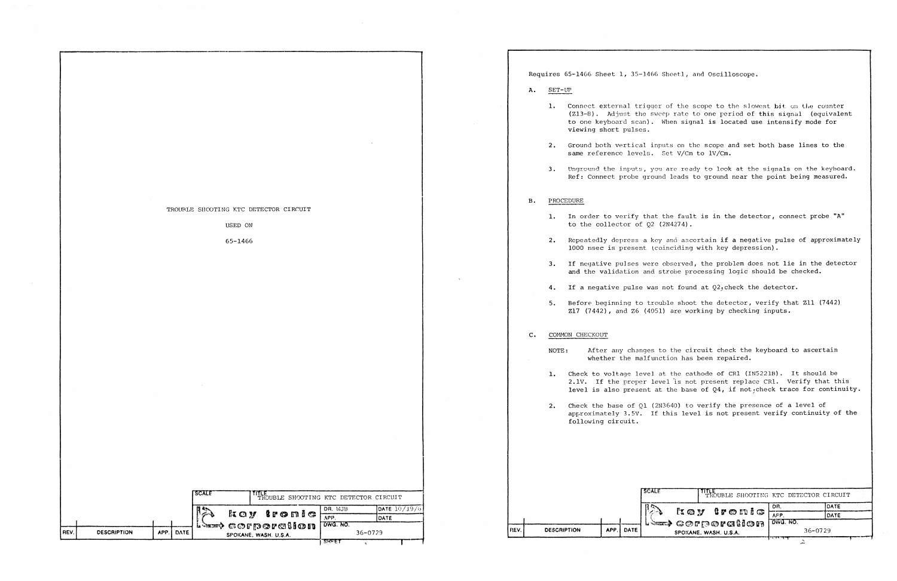TROUBLE SHOOTING KTC DETECTOR CIRCUIT

USED ON

65-1466

| SCALE | TITLE TROUBLE SHOOTING KTC DETECTOR CIRCUIT | |
|---|---|---|
| key tronic corporation SPOKANE, WASH. U.S.A. | DR. WJB | DATE 10/19/ |
| | APP. | DATE |
| | DWG. NO. 36-0729 | |

| REV. | DESCRIPTION | APP. | DATE |
|---|---|---|---|

Requires 65-1466 Sheet 1, 35-1466 Sheet1, and Oscilloscope.

A. SET-UP

1. Connect external trigger of the scope to the slowest bit on the counter (Z13-8). Adjust the sweep rate to one period of this signal (equivalent to one keyboard scan). When signal is located use intensify mode for viewing short pulses.

2. Ground both vertical inputs on the scope and set both base lines to the same reference levels. Set V/Cm to 1V/Cm.

3. Unground the inputs, you are ready to look at the signals on the keyboard. Ref: Connect probe ground leads to ground near the point being measured.

B. PROCEDURE

1. In order to verify that the fault is in the detector, connect probe "A" to the collector of Q2 (2N4274).

2. Repeatedly depress a key and ascertain if a negative pulse of approximately 1000 nsec is present (coinciding with key depression).

3. If negative pulses were observed, the problem does not lie in the detector and the validation and strobe processing logic should be checked.

4. If a negative pulse was not found at Q2, check the detector.

5. Before beginning to trouble shoot the detector, verify that Z11 (7442) Z17 (7442), and Z6 (4051) are working by checking inputs.

C. COMMON CHECKOUT

NOTE: After any changes to the circuit check the keyboard to ascertain whether the malfunction has been repaired.

1. Check to voltage level at the cathode of CR1 (IN5221B). It should be 2.1V. If the proper level is not present replace CR1. Verify that this level is also present at the base of Q4, if not, check trace for continuity.

2. Check the base of Q1 (2N3640) to verify the presence of a level of approximately 3.5V. If this level is not present verify continuity of the following circuit.

| SCALE | TITLE TROUBLE SHOOTING KTC DETECTOR CIRCUIT | |
|---|---|---|
| key tronic corporation SPOKANE, WASH. U.S.A. | DR. | DATE |
| | APP. | DATE |
| | DWG. NO. 36-0729 | |

| REV. | DESCRIPTION | APP. | DATE |
|---|---|---|---|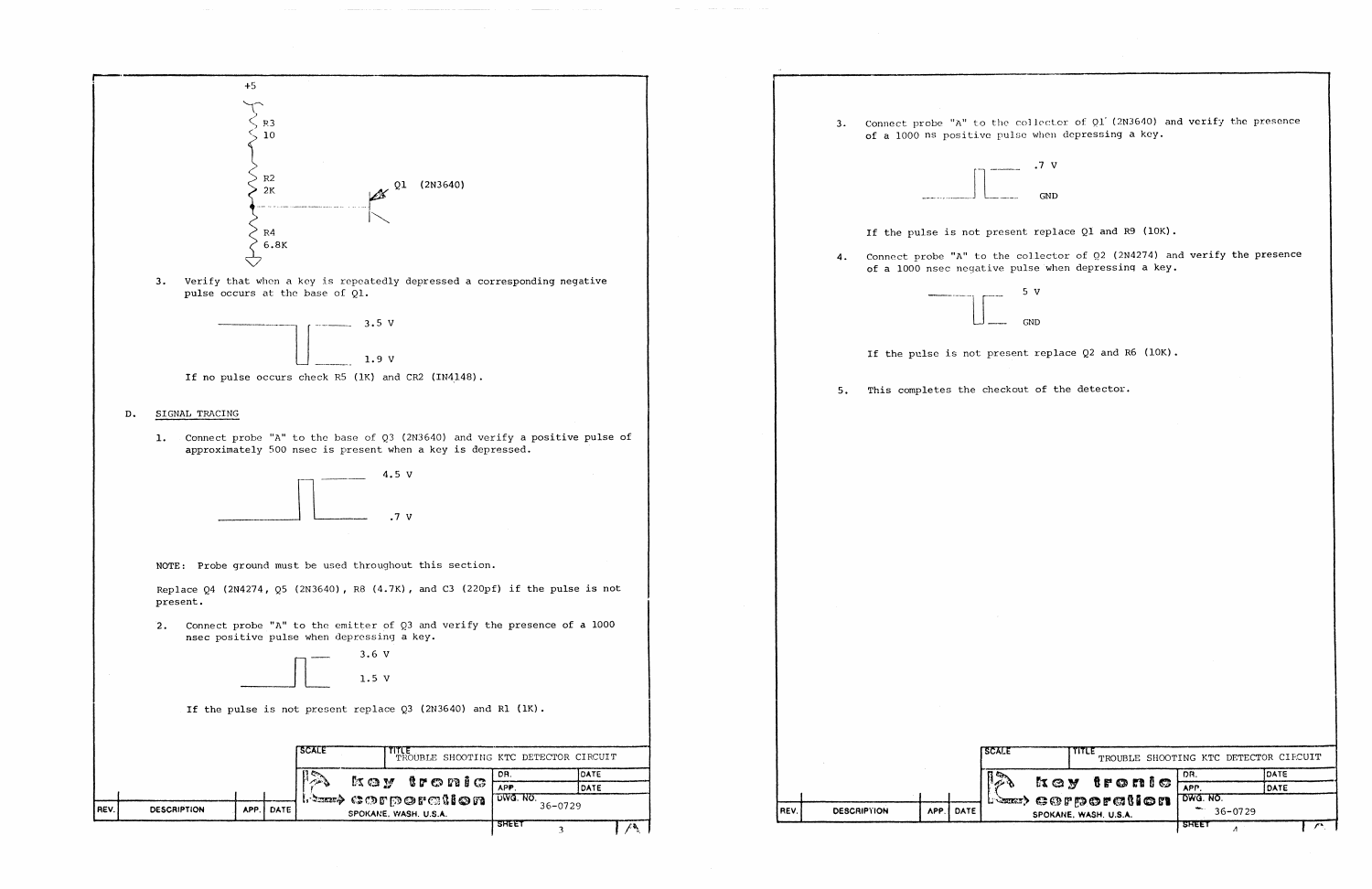+5

R3
10

R2
2K

Q1 (2N3640)

R4
6.8K

3. Verify that when a key is repeatedly depressed a corresponding negative pulse occurs at the base of Q1.

3.5 V

1.9 V

If no pulse occurs check R5 (1K) and CR2 (IN4148).

D. SIGNAL TRACING

1. Connect probe "A" to the base of Q3 (2N3640) and verify a positive pulse of approximately 500 nsec is present when a key is depressed.

4.5 V

.7 V

NOTE: Probe ground must be used throughout this section.

Replace Q4 (2N4274, Q5 (2N3640), R8 (4.7K), and C3 (220pf) if the pulse is not present.

2. Connect probe "A" to the emitter of Q3 and verify the presence of a 1000 nsec positive pulse when depressing a key.

3.6 V

1.5 V

If the pulse is not present replace Q3 (2N3640) and R1 (1K).

TROUBLE SHOOTING KTC DETECTOR CIRCUIT

key tronic corporation
SPOKANE, WASH. U.S.A.

DWG. NO. 36-0729

3. Connect probe "A" to the collector of Q1 (2N3640) and verify the presence of a 1000 ns positive pulse when depressing a key.

.7 V

GND

If the pulse is not present replace Q1 and R9 (10K).

4. Connect probe "A" to the collector of Q2 (2N4274) and verify the presence of a 1000 nsec negative pulse when depressing a key.

5 V

GND

If the pulse is not present replace Q2 and R6 (10K).

5. This completes the checkout of the detector.

TROUBLE SHOOTING KTC DETECTOR CIRCUIT

key tronic corporation
SPOKANE, WASH. U.S.A.

DWG. NO. 36-0729